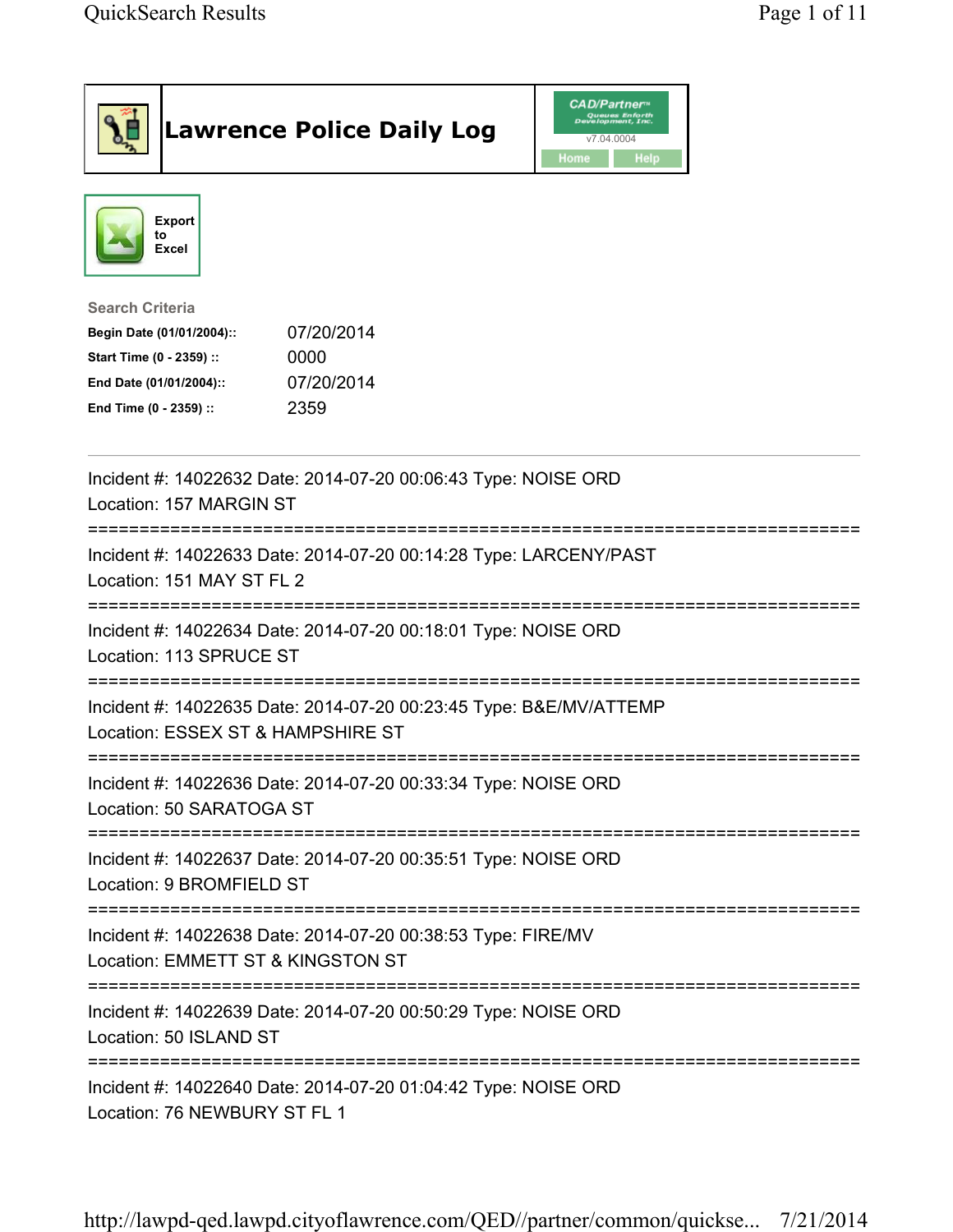# Lawrence Police Daily Log

Export to Excel

**Search Criteria**

| | |
|---|---|
| **Begin Date (01/01/2004)::** | 07/20/2014 |
| **Start Time (0 - 2359) ::** | 0000 |
| **End Date (01/01/2004)::** | 07/20/2014 |
| **End Time (0 - 2359) ::** | 2359 |

---

Incident #: 14022632 Date: 2014-07-20 00:06:43 Type: NOISE ORD
Location: 157 MARGIN ST

===========================================================================

Incident #: 14022633 Date: 2014-07-20 00:14:28 Type: LARCENY/PAST
Location: 151 MAY ST FL 2

===========================================================================

Incident #: 14022634 Date: 2014-07-20 00:18:01 Type: NOISE ORD
Location: 113 SPRUCE ST

===========================================================================

Incident #: 14022635 Date: 2014-07-20 00:23:45 Type: B&E/MV/ATTEMP
Location: ESSEX ST & HAMPSHIRE ST

===========================================================================

Incident #: 14022636 Date: 2014-07-20 00:33:34 Type: NOISE ORD
Location: 50 SARATOGA ST

===========================================================================

Incident #: 14022637 Date: 2014-07-20 00:35:51 Type: NOISE ORD
Location: 9 BROMFIELD ST

===========================================================================

Incident #: 14022638 Date: 2014-07-20 00:38:53 Type: FIRE/MV
Location: EMMETT ST & KINGSTON ST

===========================================================================

Incident #: 14022639 Date: 2014-07-20 00:50:29 Type: NOISE ORD
Location: 50 ISLAND ST

===========================================================================

Incident #: 14022640 Date: 2014-07-20 01:04:42 Type: NOISE ORD
Location: 76 NEWBURY ST FL 1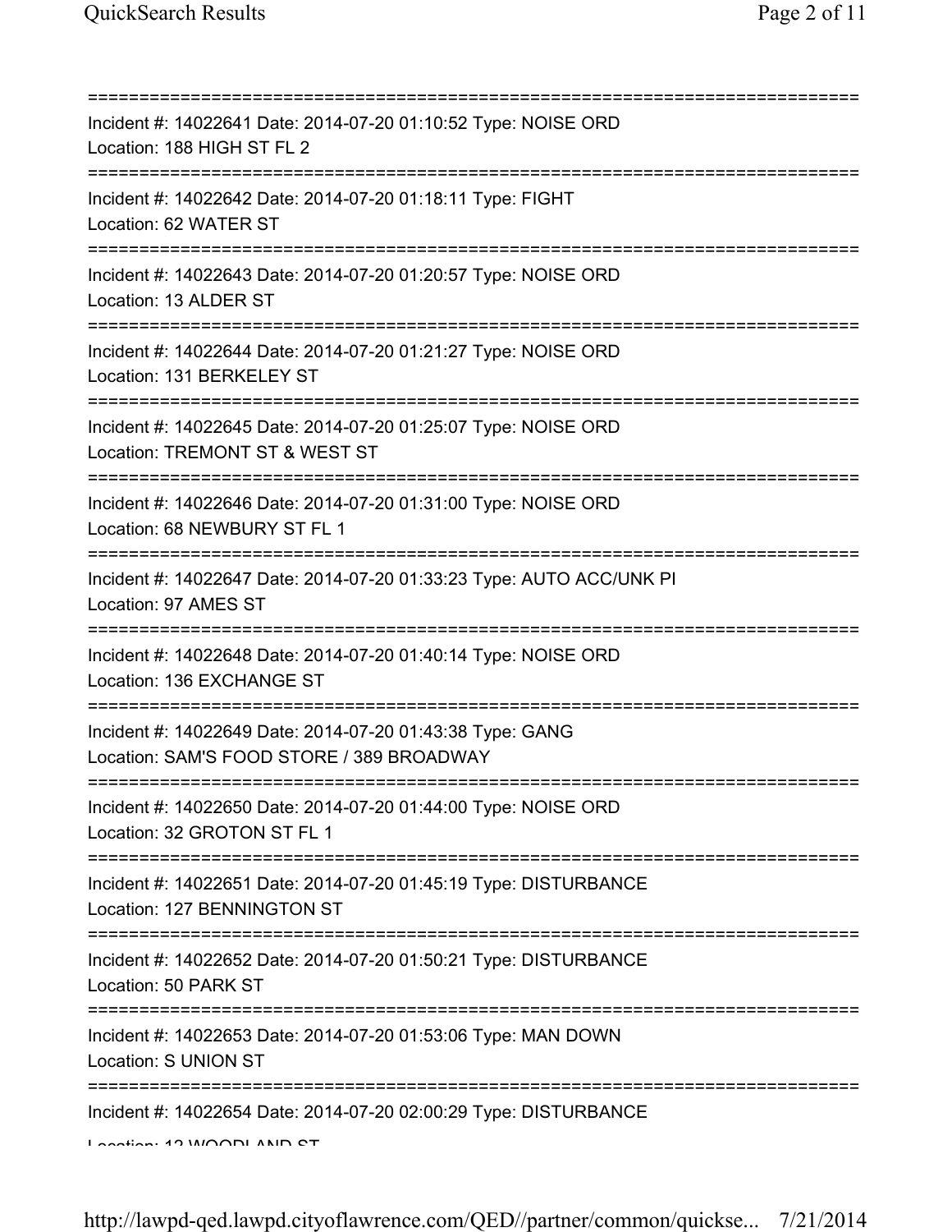===========================================================================
Incident #: 14022641 Date: 2014-07-20 01:10:52 Type: NOISE ORD
Location: 188 HIGH ST FL 2
===========================================================================
Incident #: 14022642 Date: 2014-07-20 01:18:11 Type: FIGHT
Location: 62 WATER ST
===========================================================================
Incident #: 14022643 Date: 2014-07-20 01:20:57 Type: NOISE ORD
Location: 13 ALDER ST
===========================================================================
Incident #: 14022644 Date: 2014-07-20 01:21:27 Type: NOISE ORD
Location: 131 BERKELEY ST
===========================================================================
Incident #: 14022645 Date: 2014-07-20 01:25:07 Type: NOISE ORD
Location: TREMONT ST & WEST ST
===========================================================================
Incident #: 14022646 Date: 2014-07-20 01:31:00 Type: NOISE ORD
Location: 68 NEWBURY ST FL 1
===========================================================================
Incident #: 14022647 Date: 2014-07-20 01:33:23 Type: AUTO ACC/UNK PI
Location: 97 AMES ST
===========================================================================
Incident #: 14022648 Date: 2014-07-20 01:40:14 Type: NOISE ORD
Location: 136 EXCHANGE ST
===========================================================================
Incident #: 14022649 Date: 2014-07-20 01:43:38 Type: GANG
Location: SAM'S FOOD STORE / 389 BROADWAY
===========================================================================
Incident #: 14022650 Date: 2014-07-20 01:44:00 Type: NOISE ORD
Location: 32 GROTON ST FL 1
===========================================================================
Incident #: 14022651 Date: 2014-07-20 01:45:19 Type: DISTURBANCE
Location: 127 BENNINGTON ST
===========================================================================
Incident #: 14022652 Date: 2014-07-20 01:50:21 Type: DISTURBANCE
Location: 50 PARK ST
===========================================================================
Incident #: 14022653 Date: 2014-07-20 01:53:06 Type: MAN DOWN
Location: S UNION ST
===========================================================================
Incident #: 14022654 Date: 2014-07-20 02:00:29 Type: DISTURBANCE
Location: 12 WOODLAND ST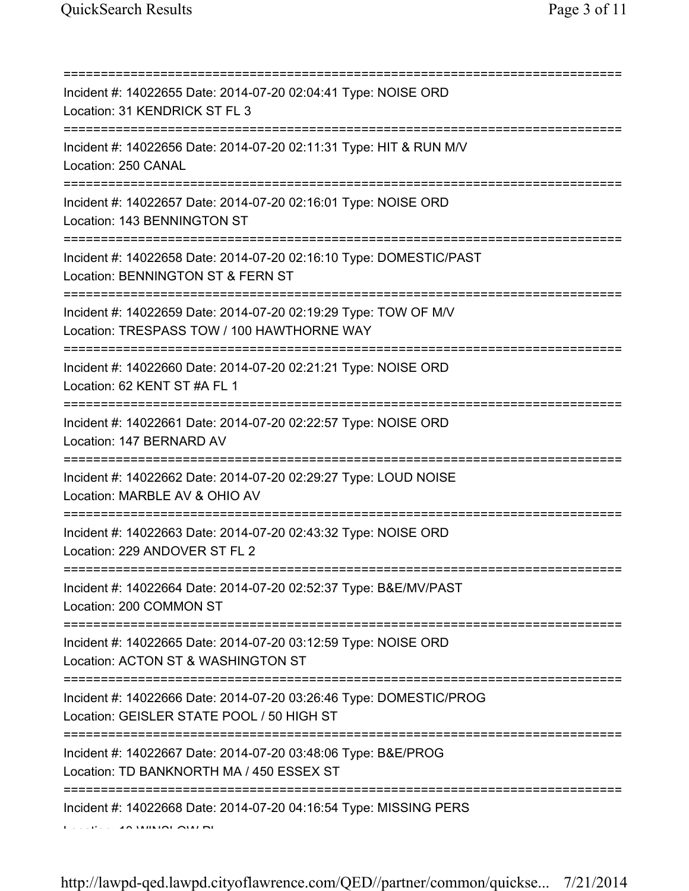===========================================================================
Incident #: 14022655 Date: 2014-07-20 02:04:41 Type: NOISE ORD
Location: 31 KENDRICK ST FL 3
===========================================================================
Incident #: 14022656 Date: 2014-07-20 02:11:31 Type: HIT & RUN M/V
Location: 250 CANAL
===========================================================================
Incident #: 14022657 Date: 2014-07-20 02:16:01 Type: NOISE ORD
Location: 143 BENNINGTON ST
===========================================================================
Incident #: 14022658 Date: 2014-07-20 02:16:10 Type: DOMESTIC/PAST
Location: BENNINGTON ST & FERN ST
===========================================================================
Incident #: 14022659 Date: 2014-07-20 02:19:29 Type: TOW OF M/V
Location: TRESPASS TOW / 100 HAWTHORNE WAY
===========================================================================
Incident #: 14022660 Date: 2014-07-20 02:21:21 Type: NOISE ORD
Location: 62 KENT ST #A FL 1
===========================================================================
Incident #: 14022661 Date: 2014-07-20 02:22:57 Type: NOISE ORD
Location: 147 BERNARD AV
===========================================================================
Incident #: 14022662 Date: 2014-07-20 02:29:27 Type: LOUD NOISE
Location: MARBLE AV & OHIO AV
===========================================================================
Incident #: 14022663 Date: 2014-07-20 02:43:32 Type: NOISE ORD
Location: 229 ANDOVER ST FL 2
===========================================================================
Incident #: 14022664 Date: 2014-07-20 02:52:37 Type: B&E/MV/PAST
Location: 200 COMMON ST
===========================================================================
Incident #: 14022665 Date: 2014-07-20 03:12:59 Type: NOISE ORD
Location: ACTON ST & WASHINGTON ST
===========================================================================
Incident #: 14022666 Date: 2014-07-20 03:26:46 Type: DOMESTIC/PROG
Location: GEISLER STATE POOL / 50 HIGH ST
===========================================================================
Incident #: 14022667 Date: 2014-07-20 03:48:06 Type: B&E/PROG
Location: TD BANKNORTH MA / 450 ESSEX ST
===========================================================================
Incident #: 14022668 Date: 2014-07-20 04:16:54 Type: MISSING PERS
Location: 10 WINSLOW PL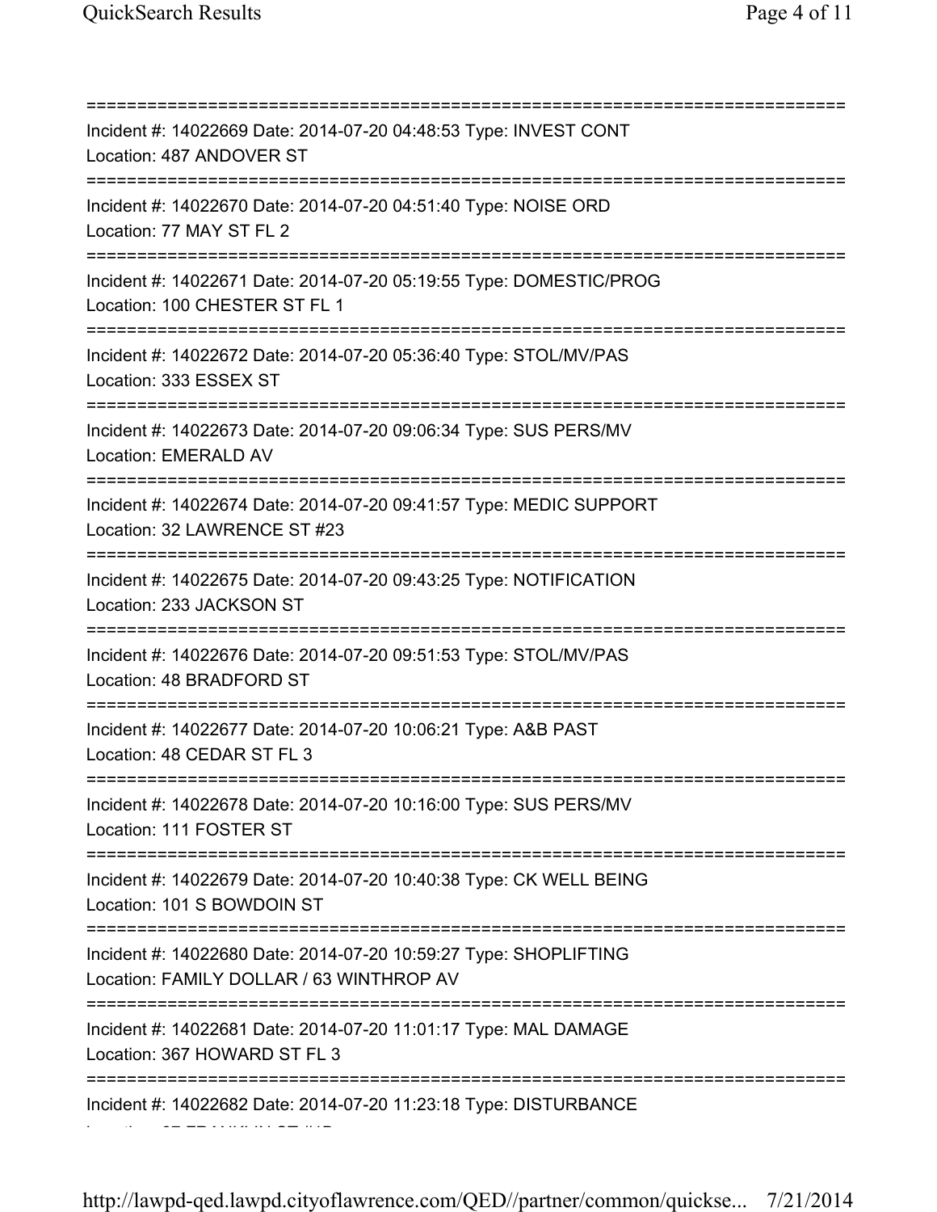===========================================================================
Incident #: 14022669 Date: 2014-07-20 04:48:53 Type: INVEST CONT
Location: 487 ANDOVER ST
===========================================================================
Incident #: 14022670 Date: 2014-07-20 04:51:40 Type: NOISE ORD
Location: 77 MAY ST FL 2
===========================================================================
Incident #: 14022671 Date: 2014-07-20 05:19:55 Type: DOMESTIC/PROG
Location: 100 CHESTER ST FL 1
===========================================================================
Incident #: 14022672 Date: 2014-07-20 05:36:40 Type: STOL/MV/PAS
Location: 333 ESSEX ST
===========================================================================
Incident #: 14022673 Date: 2014-07-20 09:06:34 Type: SUS PERS/MV
Location: EMERALD AV
===========================================================================
Incident #: 14022674 Date: 2014-07-20 09:41:57 Type: MEDIC SUPPORT
Location: 32 LAWRENCE ST #23
===========================================================================
Incident #: 14022675 Date: 2014-07-20 09:43:25 Type: NOTIFICATION
Location: 233 JACKSON ST
===========================================================================
Incident #: 14022676 Date: 2014-07-20 09:51:53 Type: STOL/MV/PAS
Location: 48 BRADFORD ST
===========================================================================
Incident #: 14022677 Date: 2014-07-20 10:06:21 Type: A&B PAST
Location: 48 CEDAR ST FL 3
===========================================================================
Incident #: 14022678 Date: 2014-07-20 10:16:00 Type: SUS PERS/MV
Location: 111 FOSTER ST
===========================================================================
Incident #: 14022679 Date: 2014-07-20 10:40:38 Type: CK WELL BEING
Location: 101 S BOWDOIN ST
===========================================================================
Incident #: 14022680 Date: 2014-07-20 10:59:27 Type: SHOPLIFTING
Location: FAMILY DOLLAR / 63 WINTHROP AV
===========================================================================
Incident #: 14022681 Date: 2014-07-20 11:01:17 Type: MAL DAMAGE
Location: 367 HOWARD ST FL 3
===========================================================================
Incident #: 14022682 Date: 2014-07-20 11:23:18 Type: DISTURBANCE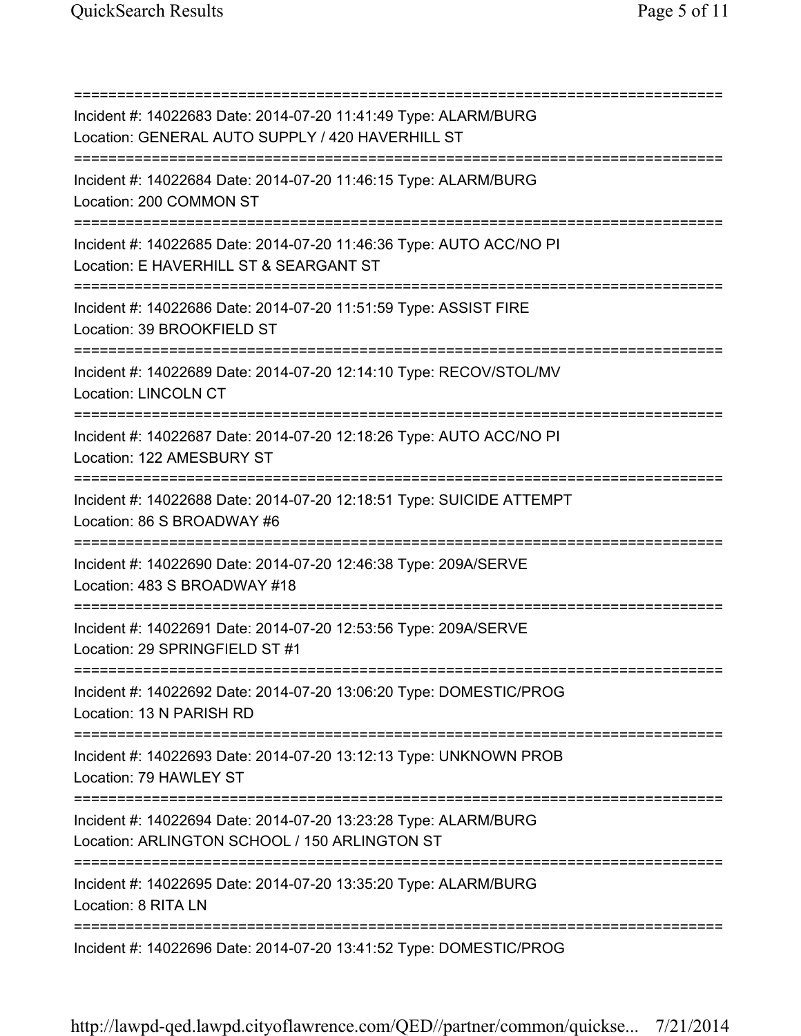===========================================================================
Incident #: 14022683 Date: 2014-07-20 11:41:49 Type: ALARM/BURG
Location: GENERAL AUTO SUPPLY / 420 HAVERHILL ST
===========================================================================
Incident #: 14022684 Date: 2014-07-20 11:46:15 Type: ALARM/BURG
Location: 200 COMMON ST
===========================================================================
Incident #: 14022685 Date: 2014-07-20 11:46:36 Type: AUTO ACC/NO PI
Location: E HAVERHILL ST & SEARGANT ST
===========================================================================
Incident #: 14022686 Date: 2014-07-20 11:51:59 Type: ASSIST FIRE
Location: 39 BROOKFIELD ST
===========================================================================
Incident #: 14022689 Date: 2014-07-20 12:14:10 Type: RECOV/STOL/MV
Location: LINCOLN CT
===========================================================================
Incident #: 14022687 Date: 2014-07-20 12:18:26 Type: AUTO ACC/NO PI
Location: 122 AMESBURY ST
===========================================================================
Incident #: 14022688 Date: 2014-07-20 12:18:51 Type: SUICIDE ATTEMPT
Location: 86 S BROADWAY #6
===========================================================================
Incident #: 14022690 Date: 2014-07-20 12:46:38 Type: 209A/SERVE
Location: 483 S BROADWAY #18
===========================================================================
Incident #: 14022691 Date: 2014-07-20 12:53:56 Type: 209A/SERVE
Location: 29 SPRINGFIELD ST #1
===========================================================================
Incident #: 14022692 Date: 2014-07-20 13:06:20 Type: DOMESTIC/PROG
Location: 13 N PARISH RD
===========================================================================
Incident #: 14022693 Date: 2014-07-20 13:12:13 Type: UNKNOWN PROB
Location: 79 HAWLEY ST
===========================================================================
Incident #: 14022694 Date: 2014-07-20 13:23:28 Type: ALARM/BURG
Location: ARLINGTON SCHOOL / 150 ARLINGTON ST
===========================================================================
Incident #: 14022695 Date: 2014-07-20 13:35:20 Type: ALARM/BURG
Location: 8 RITA LN
===========================================================================
Incident #: 14022696 Date: 2014-07-20 13:41:52 Type: DOMESTIC/PROG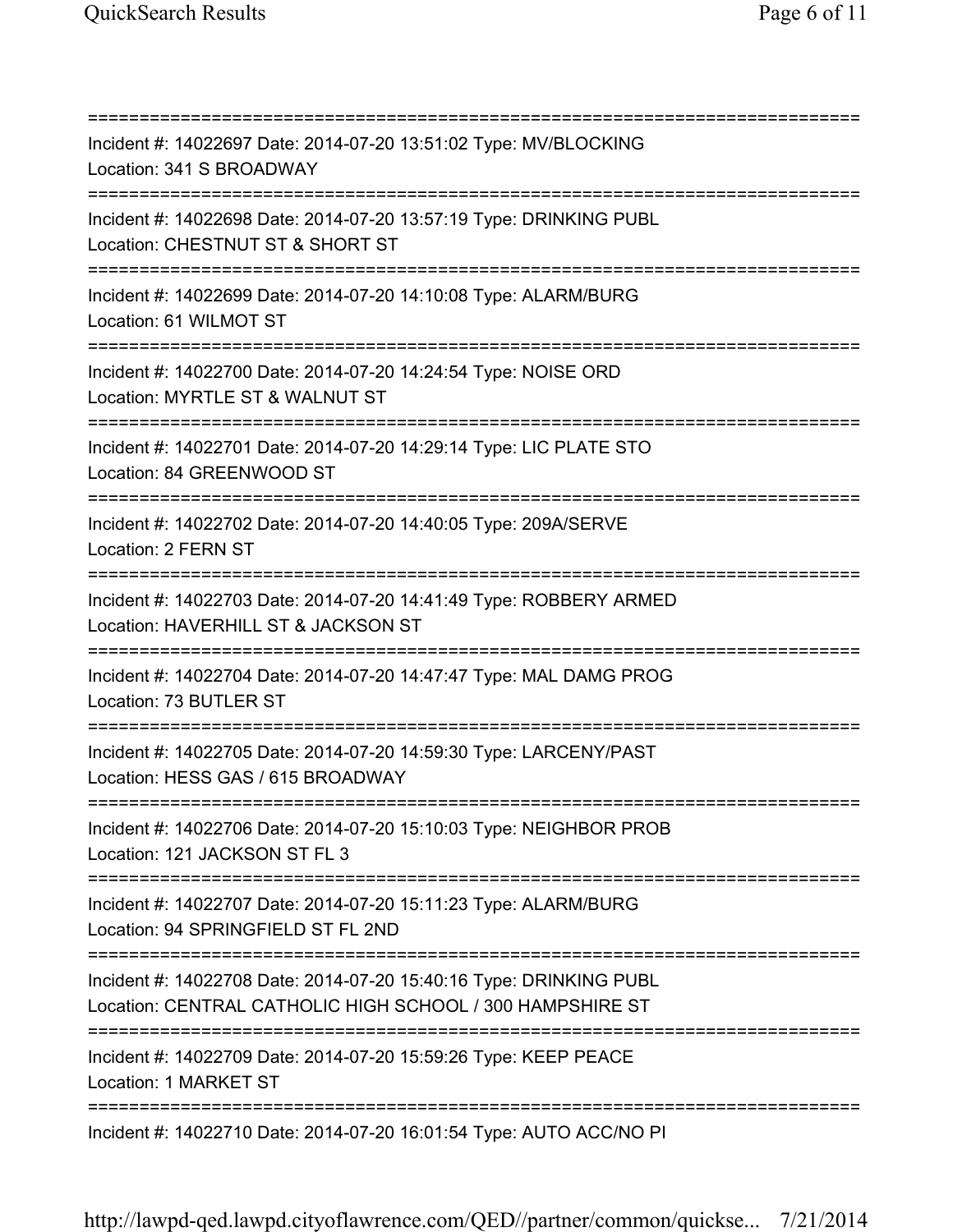===========================================================================

Incident #: 14022697 Date: 2014-07-20 13:51:02 Type: MV/BLOCKING
Location: 341 S BROADWAY

===========================================================================

Incident #: 14022698 Date: 2014-07-20 13:57:19 Type: DRINKING PUBL
Location: CHESTNUT ST & SHORT ST

===========================================================================

Incident #: 14022699 Date: 2014-07-20 14:10:08 Type: ALARM/BURG
Location: 61 WILMOT ST

===========================================================================

Incident #: 14022700 Date: 2014-07-20 14:24:54 Type: NOISE ORD
Location: MYRTLE ST & WALNUT ST

===========================================================================

Incident #: 14022701 Date: 2014-07-20 14:29:14 Type: LIC PLATE STO
Location: 84 GREENWOOD ST

===========================================================================

Incident #: 14022702 Date: 2014-07-20 14:40:05 Type: 209A/SERVE
Location: 2 FERN ST

===========================================================================

Incident #: 14022703 Date: 2014-07-20 14:41:49 Type: ROBBERY ARMED
Location: HAVERHILL ST & JACKSON ST

===========================================================================

Incident #: 14022704 Date: 2014-07-20 14:47:47 Type: MAL DAMG PROG
Location: 73 BUTLER ST

===========================================================================

Incident #: 14022705 Date: 2014-07-20 14:59:30 Type: LARCENY/PAST
Location: HESS GAS / 615 BROADWAY

===========================================================================

Incident #: 14022706 Date: 2014-07-20 15:10:03 Type: NEIGHBOR PROB
Location: 121 JACKSON ST FL 3

===========================================================================

Incident #: 14022707 Date: 2014-07-20 15:11:23 Type: ALARM/BURG
Location: 94 SPRINGFIELD ST FL 2ND

===========================================================================

Incident #: 14022708 Date: 2014-07-20 15:40:16 Type: DRINKING PUBL
Location: CENTRAL CATHOLIC HIGH SCHOOL / 300 HAMPSHIRE ST

===========================================================================

Incident #: 14022709 Date: 2014-07-20 15:59:26 Type: KEEP PEACE
Location: 1 MARKET ST

===========================================================================

Incident #: 14022710 Date: 2014-07-20 16:01:54 Type: AUTO ACC/NO PI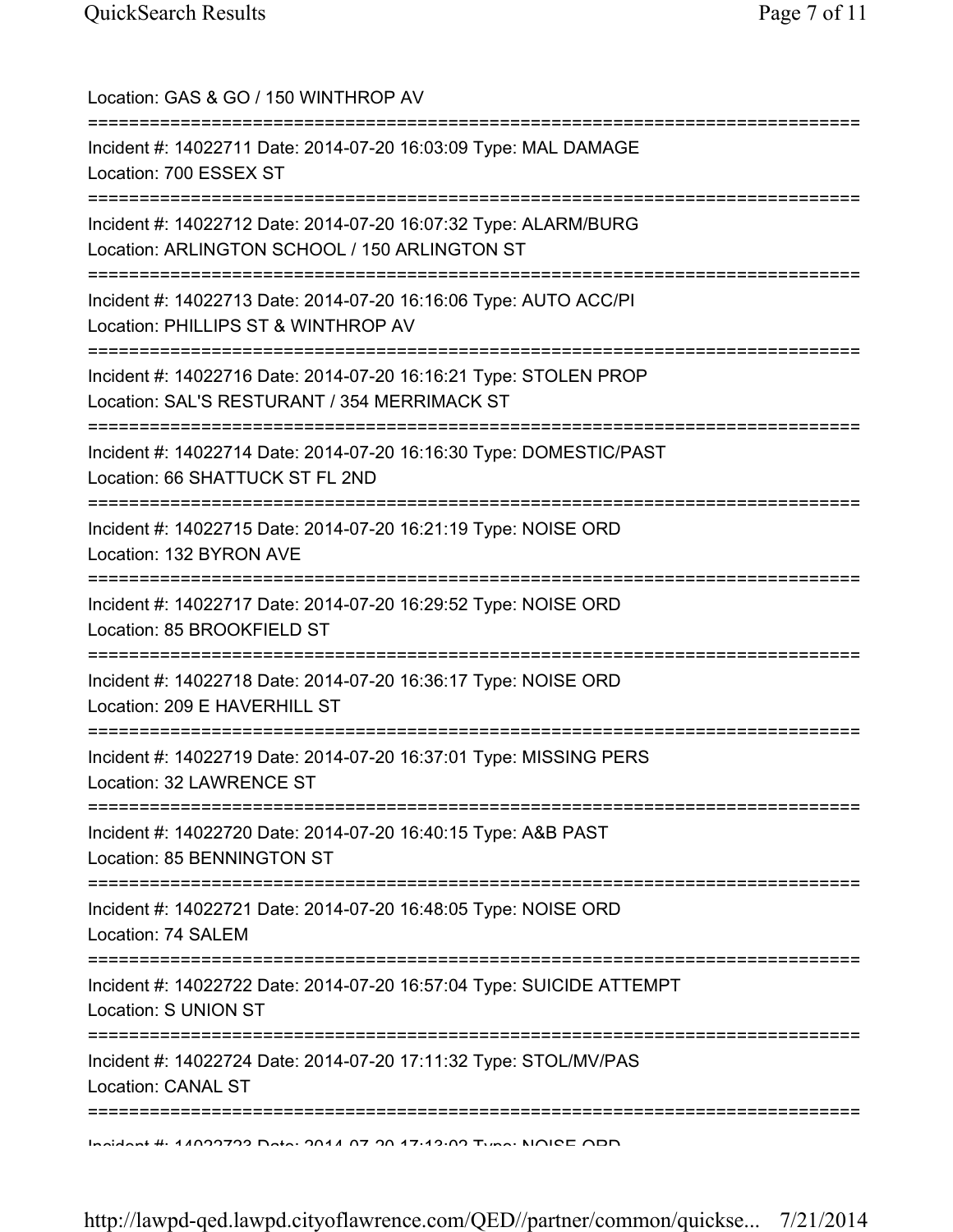Location: GAS & GO / 150 WINTHROP AV

===========================================================================

Incident #: 14022711 Date: 2014-07-20 16:03:09 Type: MAL DAMAGE
Location: 700 ESSEX ST

===========================================================================

Incident #: 14022712 Date: 2014-07-20 16:07:32 Type: ALARM/BURG
Location: ARLINGTON SCHOOL / 150 ARLINGTON ST

===========================================================================

Incident #: 14022713 Date: 2014-07-20 16:16:06 Type: AUTO ACC/PI
Location: PHILLIPS ST & WINTHROP AV

===========================================================================

Incident #: 14022716 Date: 2014-07-20 16:16:21 Type: STOLEN PROP
Location: SAL'S RESTURANT / 354 MERRIMACK ST

===========================================================================

Incident #: 14022714 Date: 2014-07-20 16:16:30 Type: DOMESTIC/PAST
Location: 66 SHATTUCK ST FL 2ND

===========================================================================

Incident #: 14022715 Date: 2014-07-20 16:21:19 Type: NOISE ORD
Location: 132 BYRON AVE

===========================================================================

Incident #: 14022717 Date: 2014-07-20 16:29:52 Type: NOISE ORD
Location: 85 BROOKFIELD ST

===========================================================================

Incident #: 14022718 Date: 2014-07-20 16:36:17 Type: NOISE ORD
Location: 209 E HAVERHILL ST

===========================================================================

Incident #: 14022719 Date: 2014-07-20 16:37:01 Type: MISSING PERS
Location: 32 LAWRENCE ST

===========================================================================

Incident #: 14022720 Date: 2014-07-20 16:40:15 Type: A&B PAST
Location: 85 BENNINGTON ST

===========================================================================

Incident #: 14022721 Date: 2014-07-20 16:48:05 Type: NOISE ORD
Location: 74 SALEM

===========================================================================

Incident #: 14022722 Date: 2014-07-20 16:57:04 Type: SUICIDE ATTEMPT
Location: S UNION ST

===========================================================================

Incident #: 14022724 Date: 2014-07-20 17:11:32 Type: STOL/MV/PAS
Location: CANAL ST

===========================================================================

Incident #: 14022723 Date: 2014-07-20 17:13:02 Type: NOISE ORD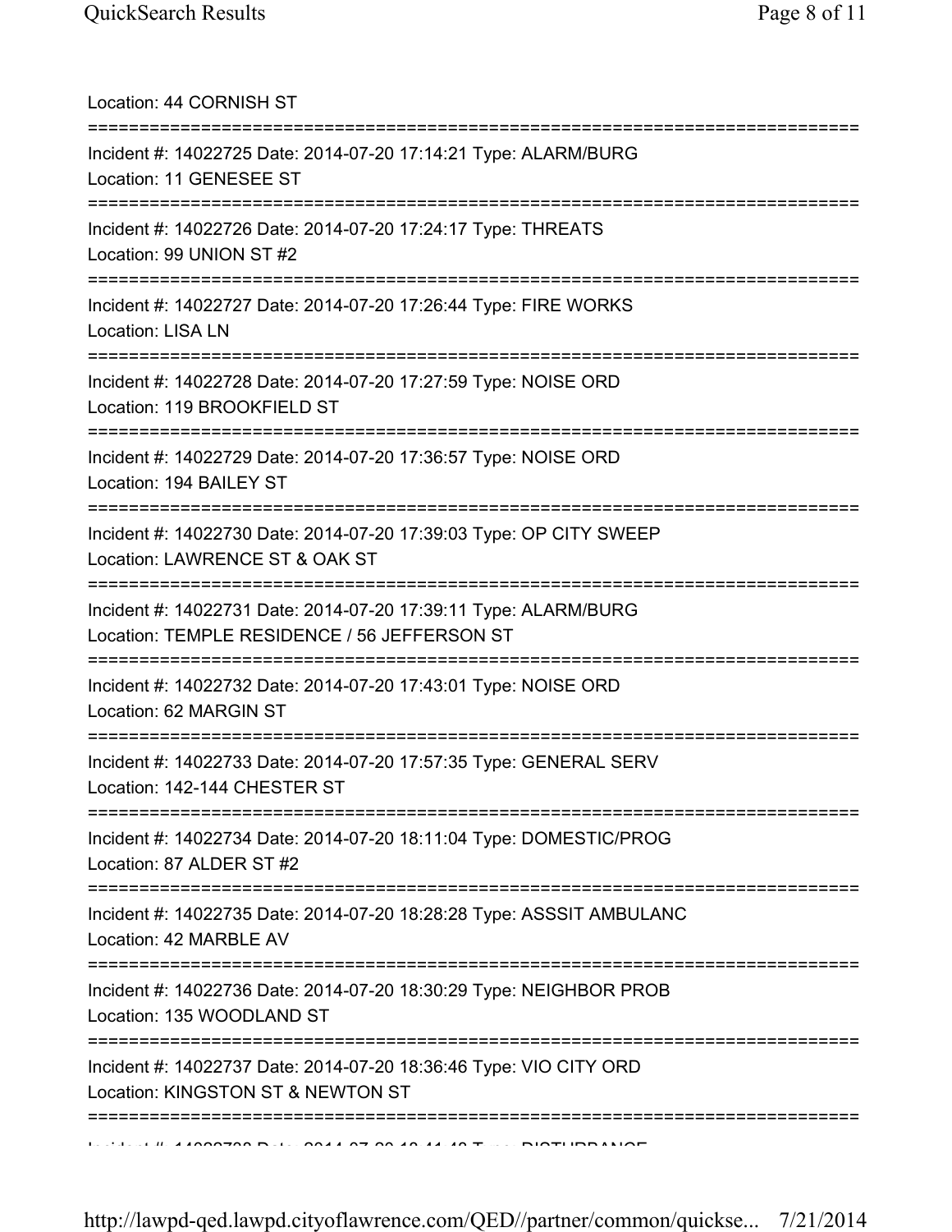Location: 44 CORNISH ST

===========================================================================

Incident #: 14022725 Date: 2014-07-20 17:14:21 Type: ALARM/BURG
Location: 11 GENESEE ST

===========================================================================

Incident #: 14022726 Date: 2014-07-20 17:24:17 Type: THREATS
Location: 99 UNION ST #2

===========================================================================

Incident #: 14022727 Date: 2014-07-20 17:26:44 Type: FIRE WORKS
Location: LISA LN

===========================================================================

Incident #: 14022728 Date: 2014-07-20 17:27:59 Type: NOISE ORD
Location: 119 BROOKFIELD ST

===========================================================================

Incident #: 14022729 Date: 2014-07-20 17:36:57 Type: NOISE ORD
Location: 194 BAILEY ST

===========================================================================

Incident #: 14022730 Date: 2014-07-20 17:39:03 Type: OP CITY SWEEP
Location: LAWRENCE ST & OAK ST

===========================================================================

Incident #: 14022731 Date: 2014-07-20 17:39:11 Type: ALARM/BURG
Location: TEMPLE RESIDENCE / 56 JEFFERSON ST

===========================================================================

Incident #: 14022732 Date: 2014-07-20 17:43:01 Type: NOISE ORD
Location: 62 MARGIN ST

===========================================================================

Incident #: 14022733 Date: 2014-07-20 17:57:35 Type: GENERAL SERV
Location: 142-144 CHESTER ST

===========================================================================

Incident #: 14022734 Date: 2014-07-20 18:11:04 Type: DOMESTIC/PROG
Location: 87 ALDER ST #2

===========================================================================

Incident #: 14022735 Date: 2014-07-20 18:28:28 Type: ASSSIT AMBULANC
Location: 42 MARBLE AV

===========================================================================

Incident #: 14022736 Date: 2014-07-20 18:30:29 Type: NEIGHBOR PROB
Location: 135 WOODLAND ST

===========================================================================

Incident #: 14022737 Date: 2014-07-20 18:36:46 Type: VIO CITY ORD
Location: KINGSTON ST & NEWTON ST

===========================================================================

Incident #: 14022738 Date: 2014-07-20 18:41:48 Type: DISTURBANCE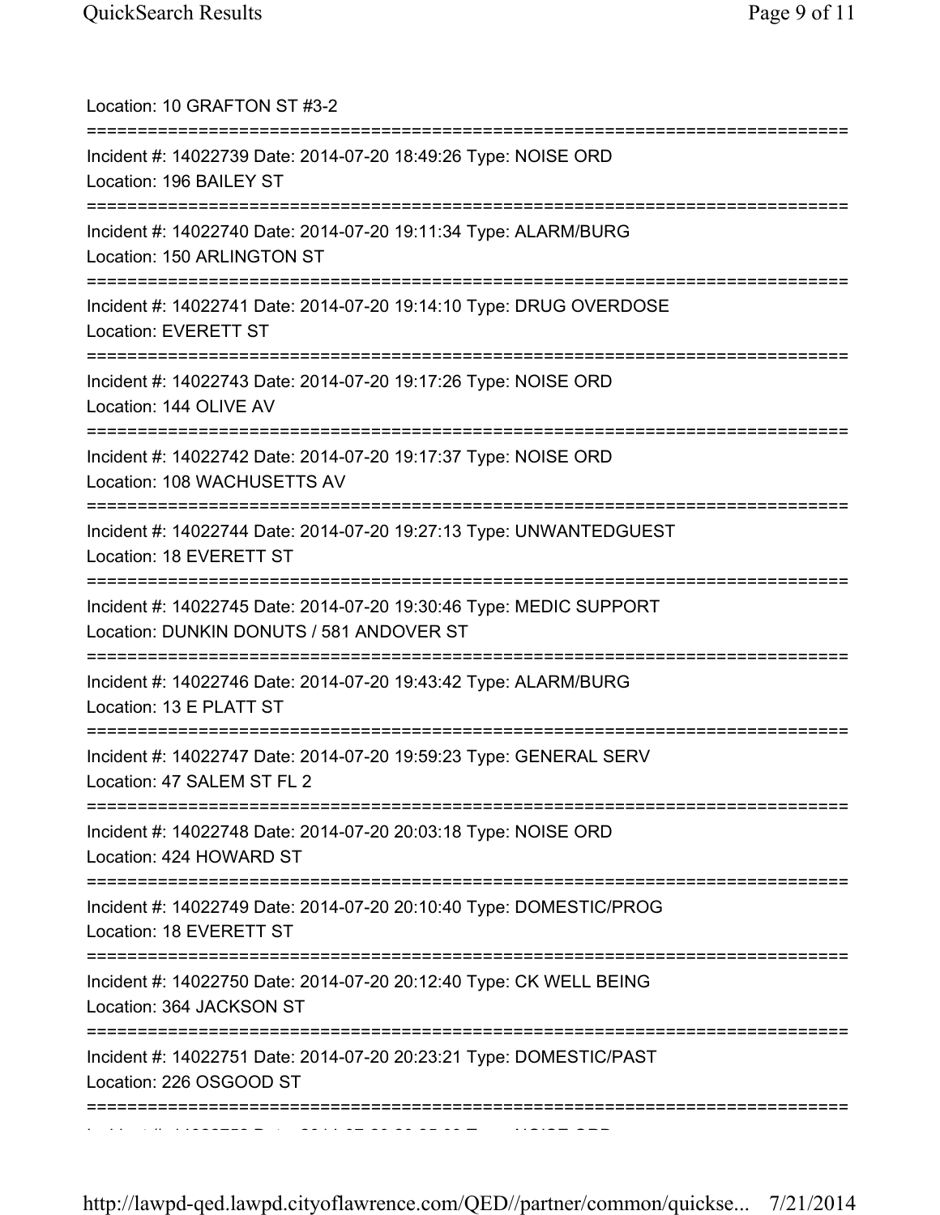Location: 10 GRAFTON ST #3-2

===========================================================================

Incident #: 14022739 Date: 2014-07-20 18:49:26 Type: NOISE ORD
Location: 196 BAILEY ST

===========================================================================

Incident #: 14022740 Date: 2014-07-20 19:11:34 Type: ALARM/BURG
Location: 150 ARLINGTON ST

===========================================================================

Incident #: 14022741 Date: 2014-07-20 19:14:10 Type: DRUG OVERDOSE
Location: EVERETT ST

===========================================================================

Incident #: 14022743 Date: 2014-07-20 19:17:26 Type: NOISE ORD
Location: 144 OLIVE AV

===========================================================================

Incident #: 14022742 Date: 2014-07-20 19:17:37 Type: NOISE ORD
Location: 108 WACHUSETTS AV

===========================================================================

Incident #: 14022744 Date: 2014-07-20 19:27:13 Type: UNWANTEDGUEST
Location: 18 EVERETT ST

===========================================================================

Incident #: 14022745 Date: 2014-07-20 19:30:46 Type: MEDIC SUPPORT
Location: DUNKIN DONUTS / 581 ANDOVER ST

===========================================================================

Incident #: 14022746 Date: 2014-07-20 19:43:42 Type: ALARM/BURG
Location: 13 E PLATT ST

===========================================================================

Incident #: 14022747 Date: 2014-07-20 19:59:23 Type: GENERAL SERV
Location: 47 SALEM ST FL 2

===========================================================================

Incident #: 14022748 Date: 2014-07-20 20:03:18 Type: NOISE ORD
Location: 424 HOWARD ST

===========================================================================

Incident #: 14022749 Date: 2014-07-20 20:10:40 Type: DOMESTIC/PROG
Location: 18 EVERETT ST

===========================================================================

Incident #: 14022750 Date: 2014-07-20 20:12:40 Type: CK WELL BEING
Location: 364 JACKSON ST

===========================================================================

Incident #: 14022751 Date: 2014-07-20 20:23:21 Type: DOMESTIC/PAST
Location: 226 OSGOOD ST

===========================================================================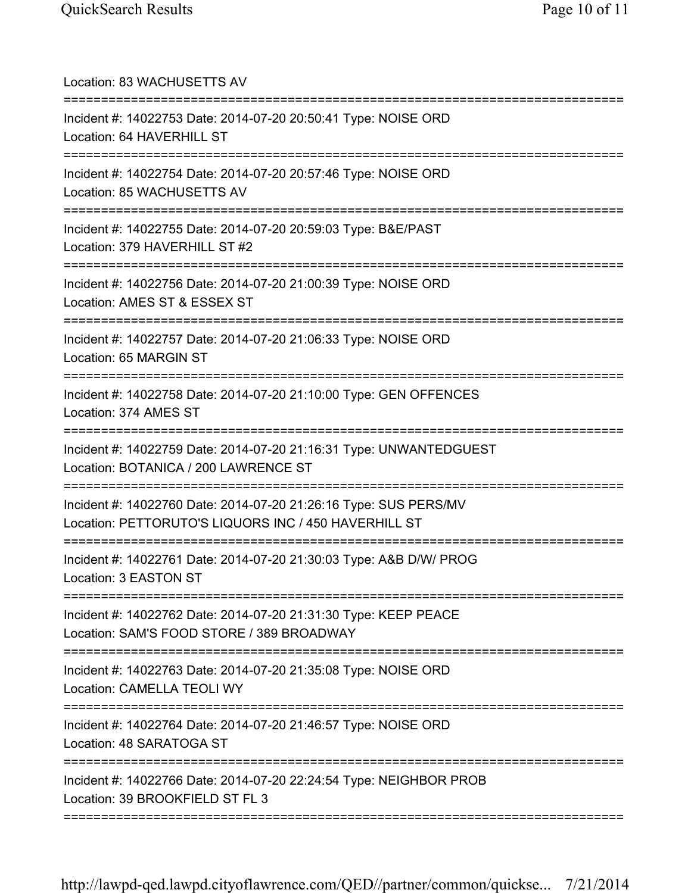Location: 83 WACHUSETTS AV

===========================================================================

Incident #: 14022753 Date: 2014-07-20 20:50:41 Type: NOISE ORD
Location: 64 HAVERHILL ST

===========================================================================

Incident #: 14022754 Date: 2014-07-20 20:57:46 Type: NOISE ORD
Location: 85 WACHUSETTS AV

===========================================================================

Incident #: 14022755 Date: 2014-07-20 20:59:03 Type: B&E/PAST
Location: 379 HAVERHILL ST #2

===========================================================================

Incident #: 14022756 Date: 2014-07-20 21:00:39 Type: NOISE ORD
Location: AMES ST & ESSEX ST

===========================================================================

Incident #: 14022757 Date: 2014-07-20 21:06:33 Type: NOISE ORD
Location: 65 MARGIN ST

===========================================================================

Incident #: 14022758 Date: 2014-07-20 21:10:00 Type: GEN OFFENCES
Location: 374 AMES ST

===========================================================================

Incident #: 14022759 Date: 2014-07-20 21:16:31 Type: UNWANTEDGUEST
Location: BOTANICA / 200 LAWRENCE ST

===========================================================================

Incident #: 14022760 Date: 2014-07-20 21:26:16 Type: SUS PERS/MV
Location: PETTORUTO'S LIQUORS INC / 450 HAVERHILL ST

===========================================================================

Incident #: 14022761 Date: 2014-07-20 21:30:03 Type: A&B D/W/ PROG
Location: 3 EASTON ST

===========================================================================

Incident #: 14022762 Date: 2014-07-20 21:31:30 Type: KEEP PEACE
Location: SAM'S FOOD STORE / 389 BROADWAY

===========================================================================

Incident #: 14022763 Date: 2014-07-20 21:35:08 Type: NOISE ORD
Location: CAMELLA TEOLI WY

===========================================================================

Incident #: 14022764 Date: 2014-07-20 21:46:57 Type: NOISE ORD
Location: 48 SARATOGA ST

===========================================================================

Incident #: 14022766 Date: 2014-07-20 22:24:54 Type: NEIGHBOR PROB
Location: 39 BROOKFIELD ST FL 3

===========================================================================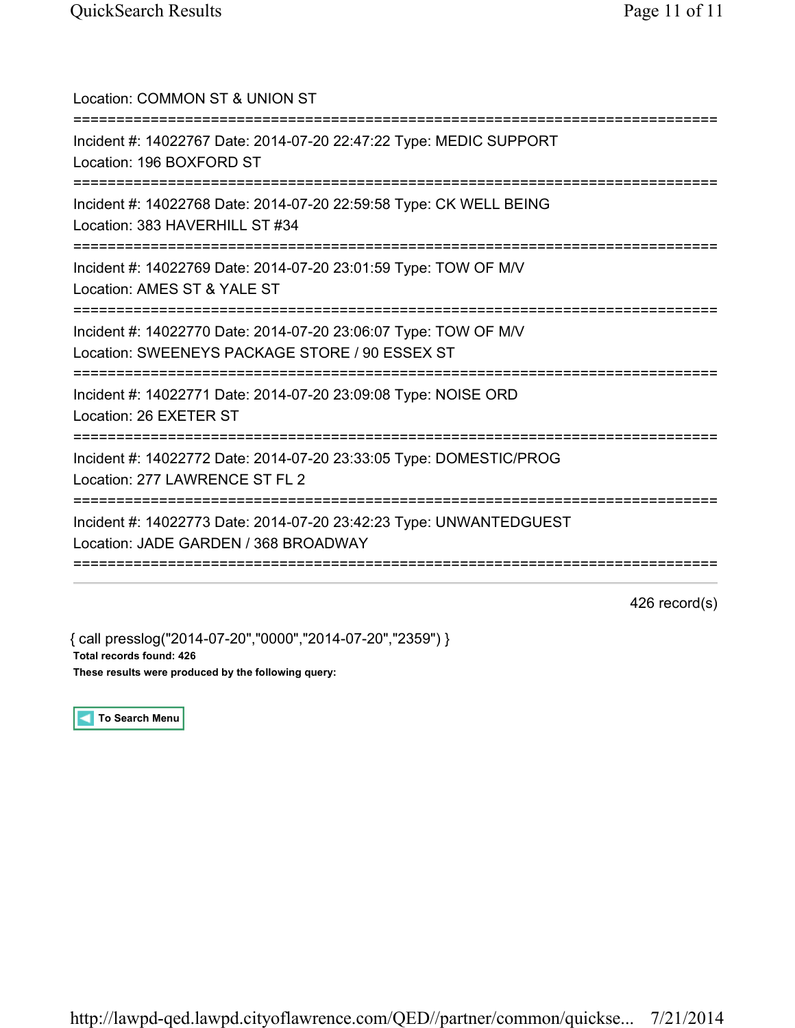Location: COMMON ST & UNION ST

===========================================================================

Incident #: 14022767 Date: 2014-07-20 22:47:22 Type: MEDIC SUPPORT

Location: 196 BOXFORD ST

===========================================================================

Incident #: 14022768 Date: 2014-07-20 22:59:58 Type: CK WELL BEING

Location: 383 HAVERHILL ST #34

===========================================================================

Incident #: 14022769 Date: 2014-07-20 23:01:59 Type: TOW OF M/V

Location: AMES ST & YALE ST

===========================================================================

Incident #: 14022770 Date: 2014-07-20 23:06:07 Type: TOW OF M/V

Location: SWEENEYS PACKAGE STORE / 90 ESSEX ST

===========================================================================

Incident #: 14022771 Date: 2014-07-20 23:09:08 Type: NOISE ORD

Location: 26 EXETER ST

===========================================================================

Incident #: 14022772 Date: 2014-07-20 23:33:05 Type: DOMESTIC/PROG

Location: 277 LAWRENCE ST FL 2

===========================================================================

Incident #: 14022773 Date: 2014-07-20 23:42:23 Type: UNWANTEDGUEST

Location: JADE GARDEN / 368 BROADWAY

===========================================================================

426 record(s)

{ call presslog("2014-07-20","0000","2014-07-20","2359") }

**Total records found: 426**

**These results were produced by the following query:**

To Search Menu